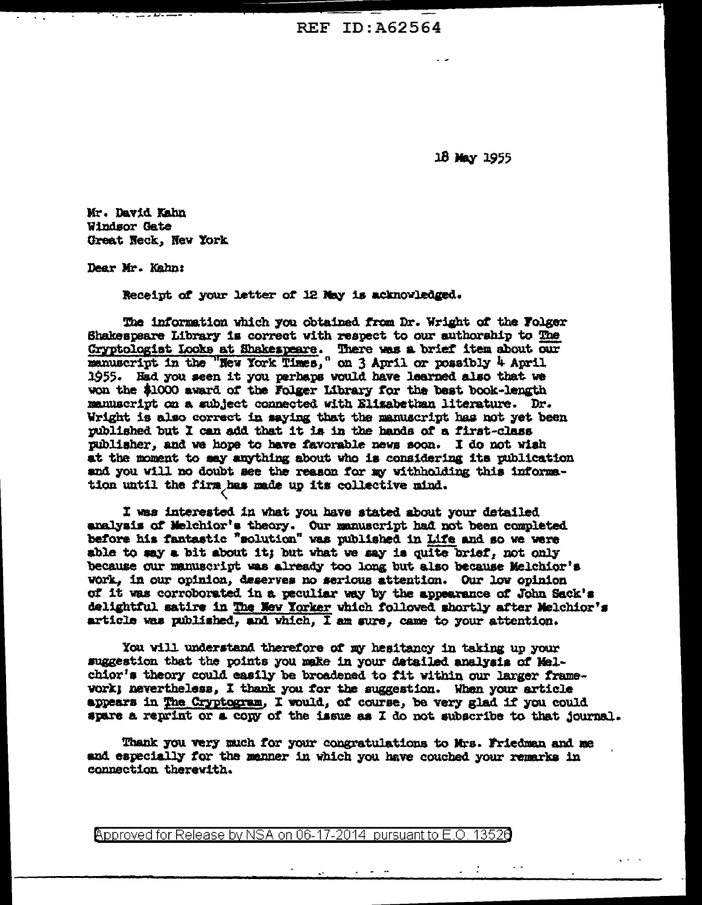18 May 1955

Mr. David Kahn
Windsor Gate
Great Neck, New York

Dear Mr. Kahn:

Receipt of your letter of 12 May is acknowledged.

The information which you obtained from Dr. Wright of the Folger Shakespeare Library is correct with respect to our authorship to The Cryptologist Looks at Shakespeare. There was a brief item about our manuscript in the "New York Times," on 3 April or possibly 4 April 1955. Had you seen it you perhaps would have learned also that we won the $1000 award of the Folger Library for the best book-length manuscript on a subject connected with Elizabethan literature. Dr. Wright is also correct in saying that the manuscript has not yet been published but I can add that it is in the hands of a first-class publisher, and we hope to have favorable news soon. I do not wish at the moment to say anything about who is considering its publication and you will no doubt see the reason for my withholding this information until the firm has made up its collective mind.

I was interested in what you have stated about your detailed analysis of Melchior's theory. Our manuscript had not been completed before his fantastic "solution" was published in Life and so we were able to say a bit about it; but what we say is quite brief, not only because our manuscript was already too long but also because Melchior's work, in our opinion, deserves no serious attention. Our low opinion of it was corroborated in a peculiar way by the appearance of John Sack's delightful satire in The New Yorker which followed shortly after Melchior's article was published, and which, I am sure, came to your attention.

You will understand therefore of my hesitancy in taking up your suggestion that the points you make in your detailed analysis of Melchior's theory could easily be broadened to fit within our larger framework; nevertheless, I thank you for the suggestion. When your article appears in The Cryptogram, I would, of course, be very glad if you could spare a reprint or a copy of the issue as I do not subscribe to that journal.

Thank you very much for your congratulations to Mrs. Friedman and me and especially for the manner in which you have couched your remarks in connection therewith.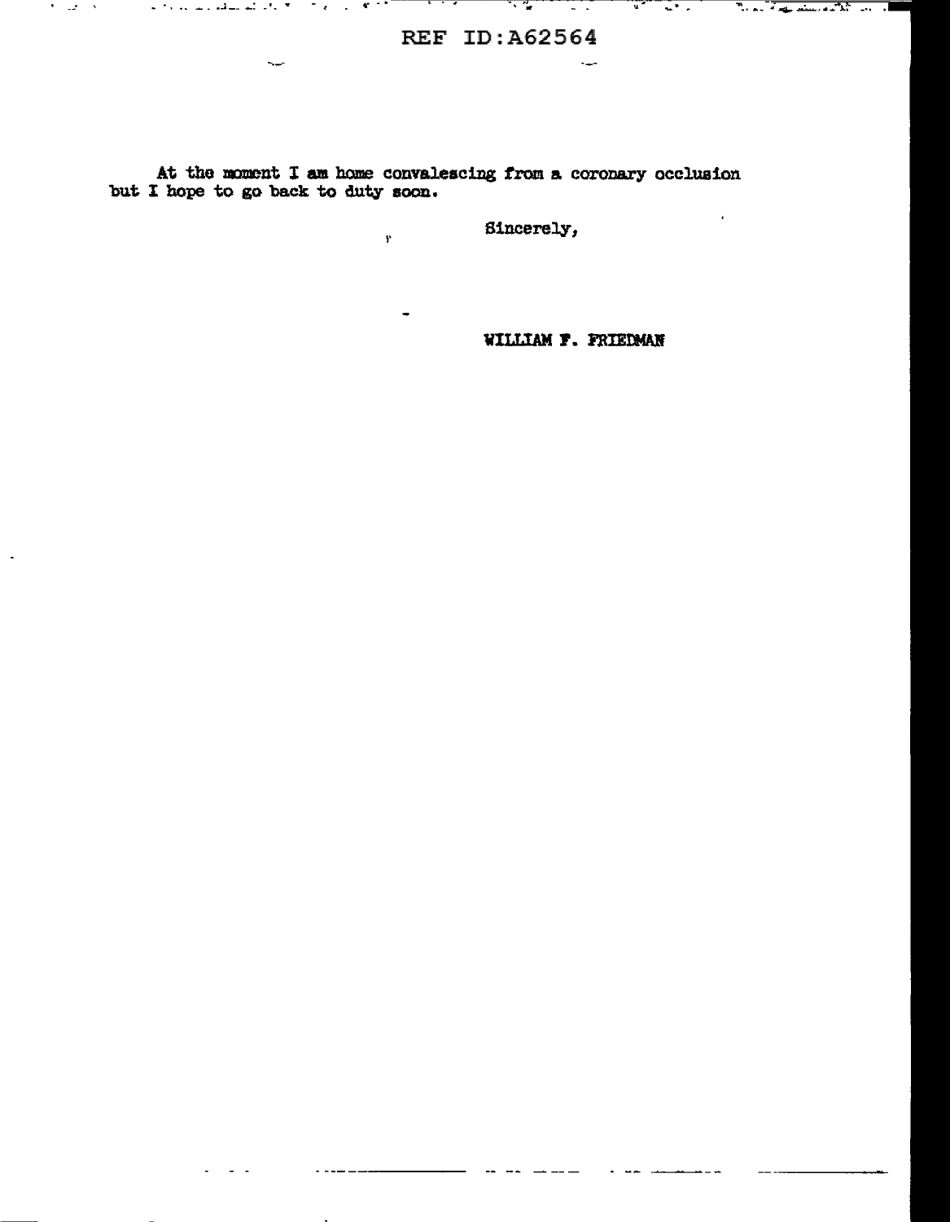At the moment I am home convalescing from a coronary occlusion but I hope to go back to duty soon.

Sincerely,

WILLIAM F. FRIEDMAN